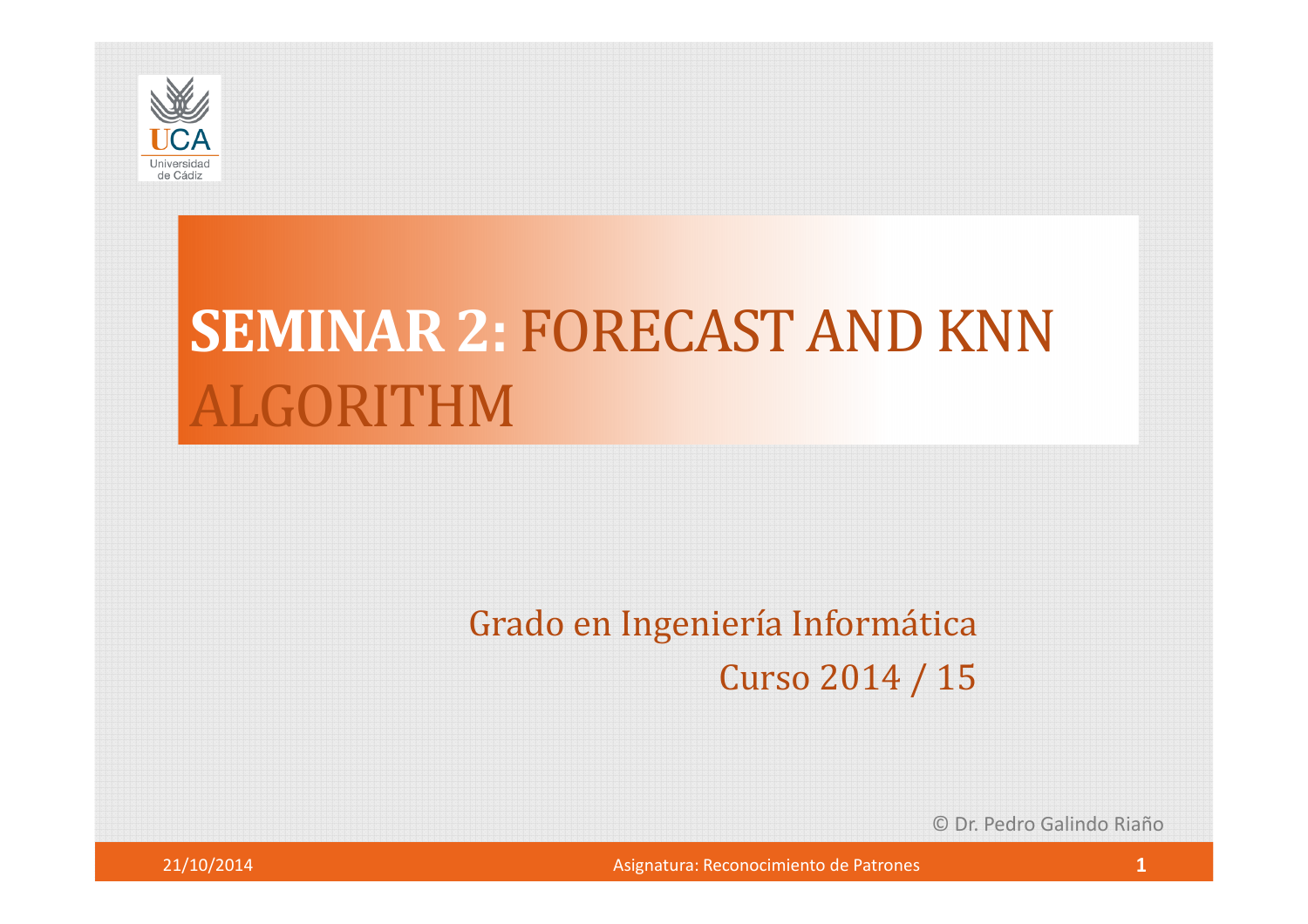# SEMINAR 2: FORECAST AND KNN ALGORITHM

Grado en Ingeniería Informática

Curso 2014 / 15

© Dr. Pedro Galindo Riaño

21/10/2014 Asignatura: Reconocimiento de Patrones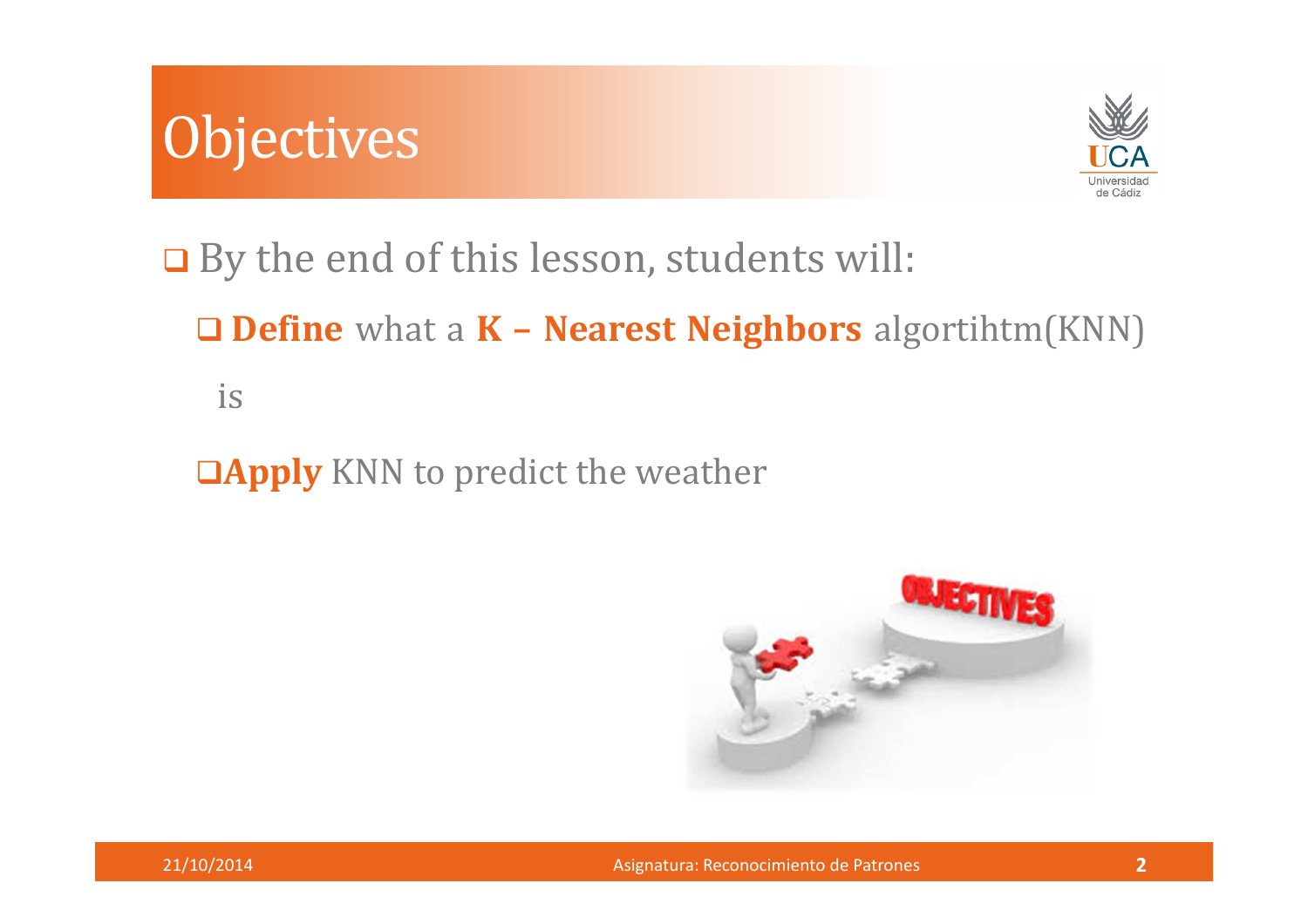# Objectives

- By the end of this lesson, students will:
  - **Define** what a **K – Nearest Neighbors** algortihtm(KNN) is
  - **Apply** KNN to predict the weather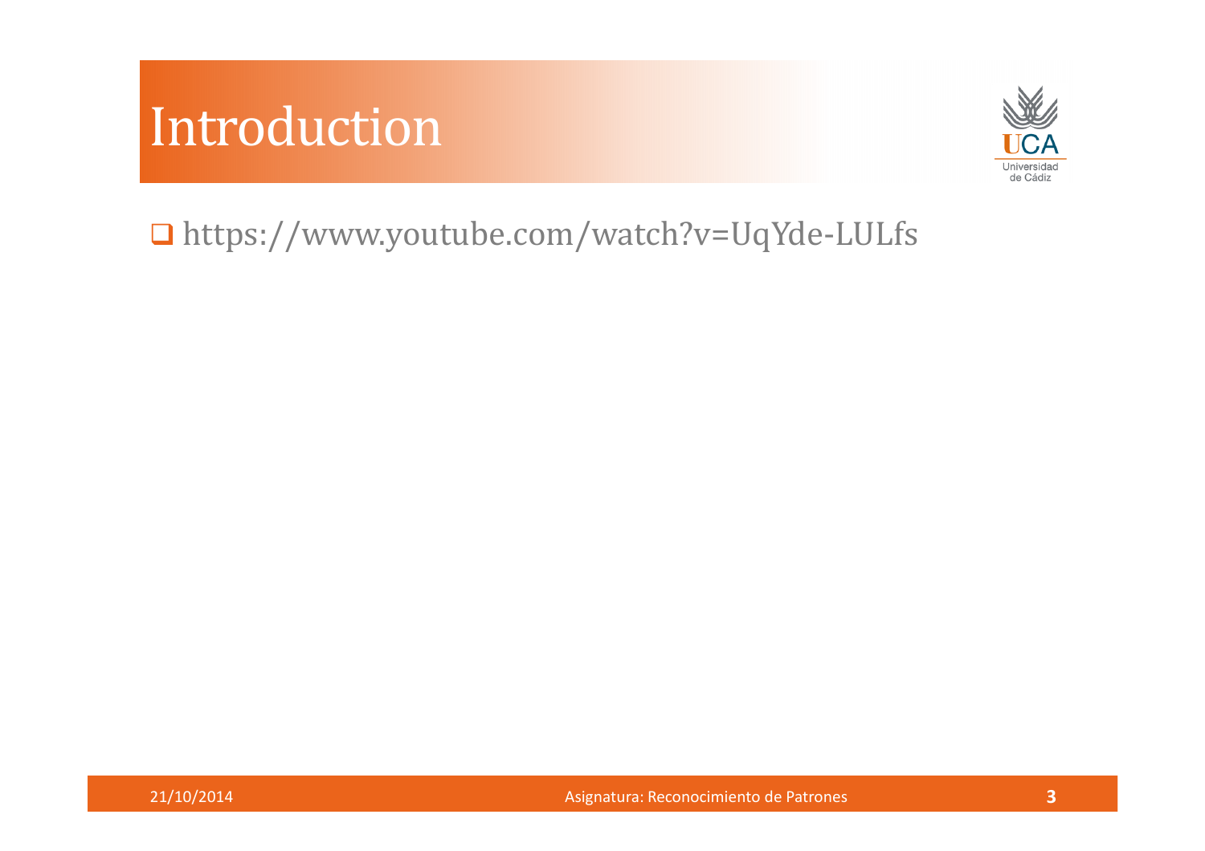# Introduction

- https://www.youtube.com/watch?v=UqYde-LULfs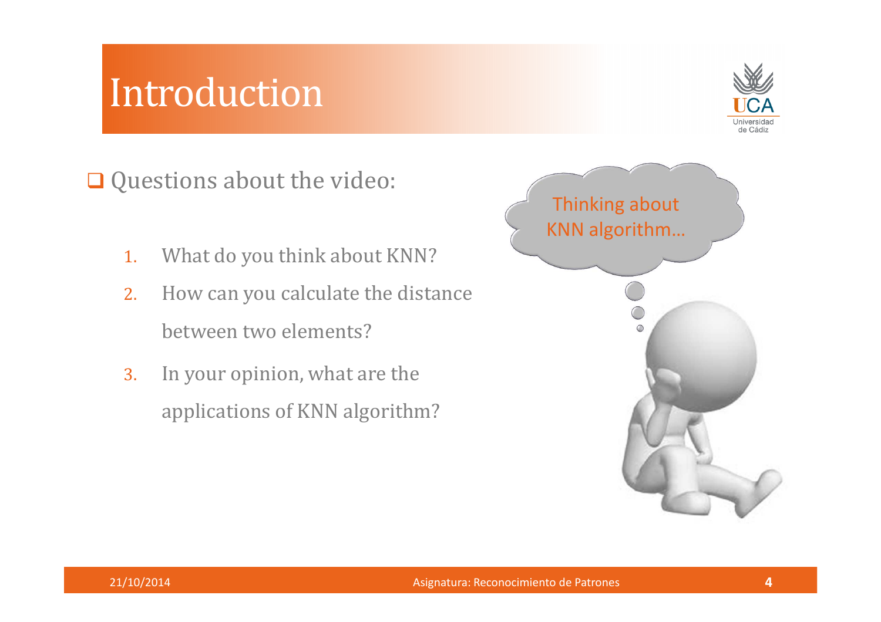# Introduction

- Questions about the video:

  1. What do you think about KNN?
  2. How can you calculate the distance between two elements?
  3. In your opinion, what are the applications of KNN algorithm?

Thinking about KNN algorithm...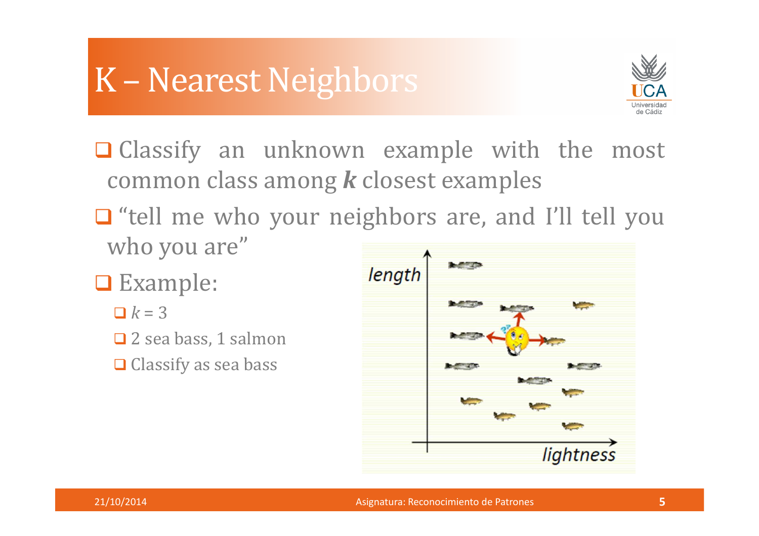# K – Nearest Neighbors

- Classify an unknown example with the most common class among ***k*** closest examples
- "tell me who your neighbors are, and I'll tell you who you are"
- Example:
  - $k = 3$
  - 2 sea bass, 1 salmon
  - Classify as sea bass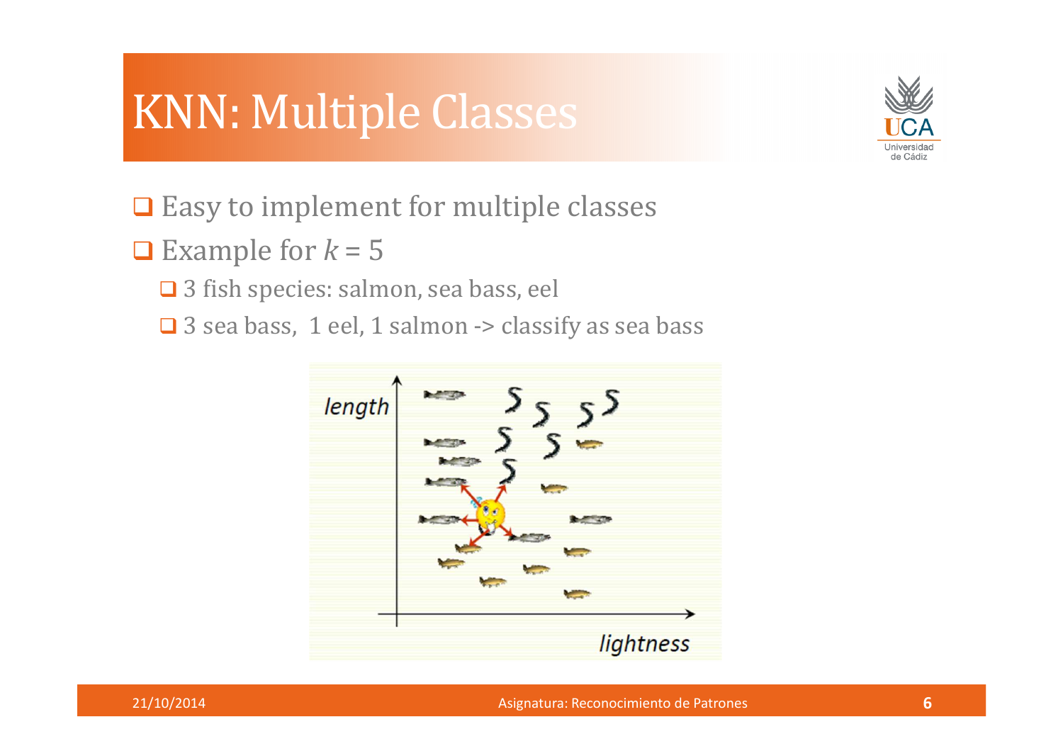# KNN: Multiple Classes

- Easy to implement for multiple classes
- Example for $k = 5$
  - 3 fish species: salmon, sea bass, eel
  - 3 sea bass, 1 eel, 1 salmon -> classify as sea bass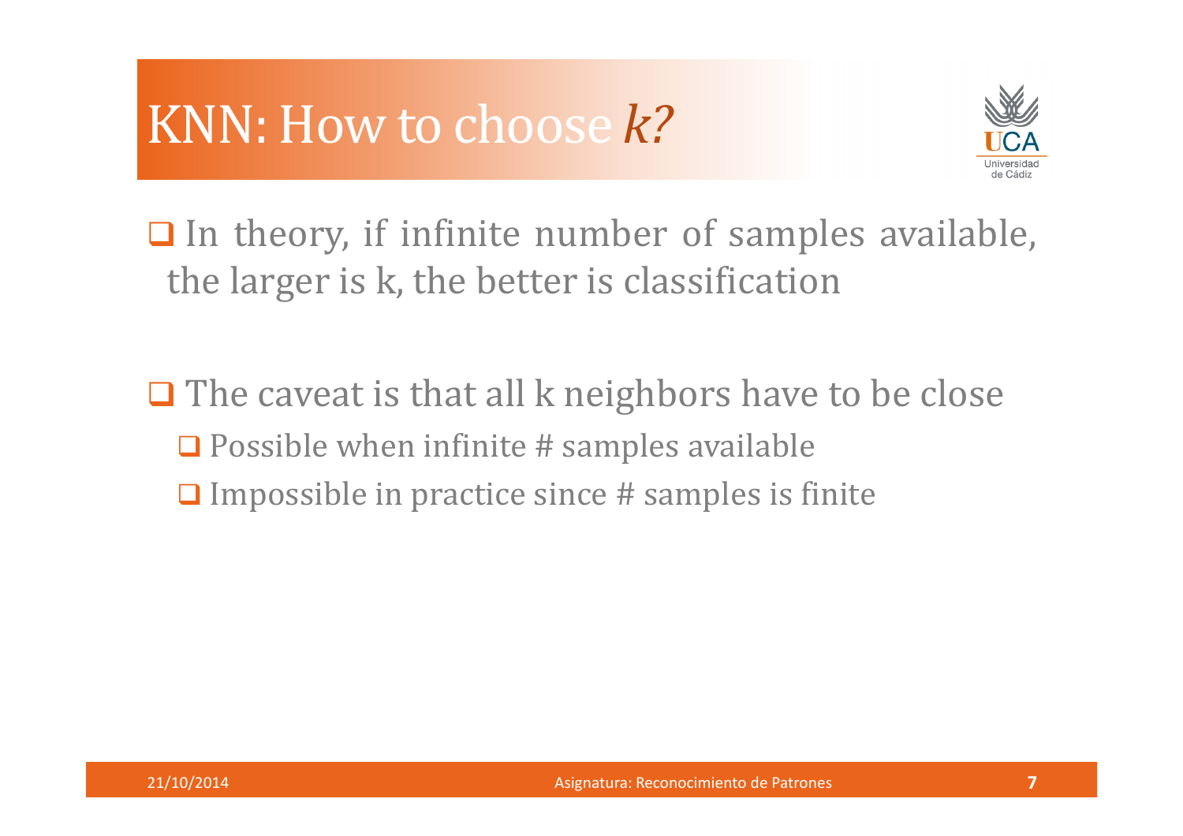# KNN: How to choose *k*?

- In theory, if infinite number of samples available, the larger is k, the better is classification

- The caveat is that all k neighbors have to be close
  - Possible when infinite # samples available
  - Impossible in practice since # samples is finite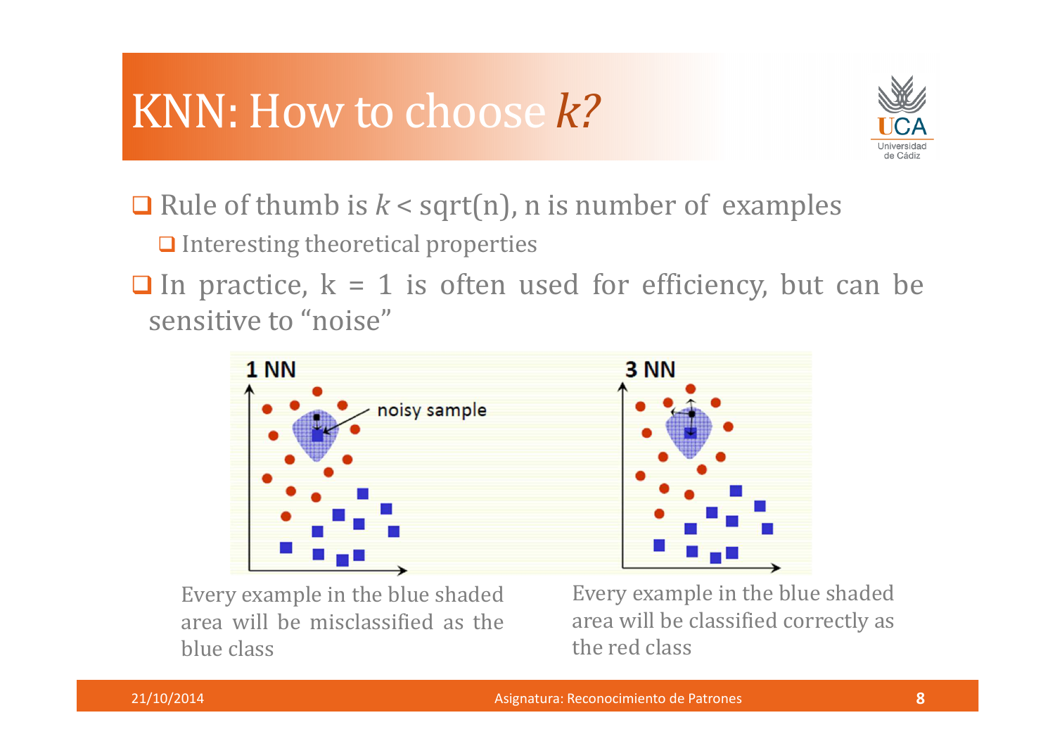# KNN: How to choose *k?*

- Rule of thumb is $k < \text{sqrt}(n)$, n is number of examples
  - Interesting theoretical properties
- In practice, k = 1 is often used for efficiency, but can be sensitive to "noise"

Every example in the blue shaded area will be misclassified as the blue class

Every example in the blue shaded area will be classified correctly as the red class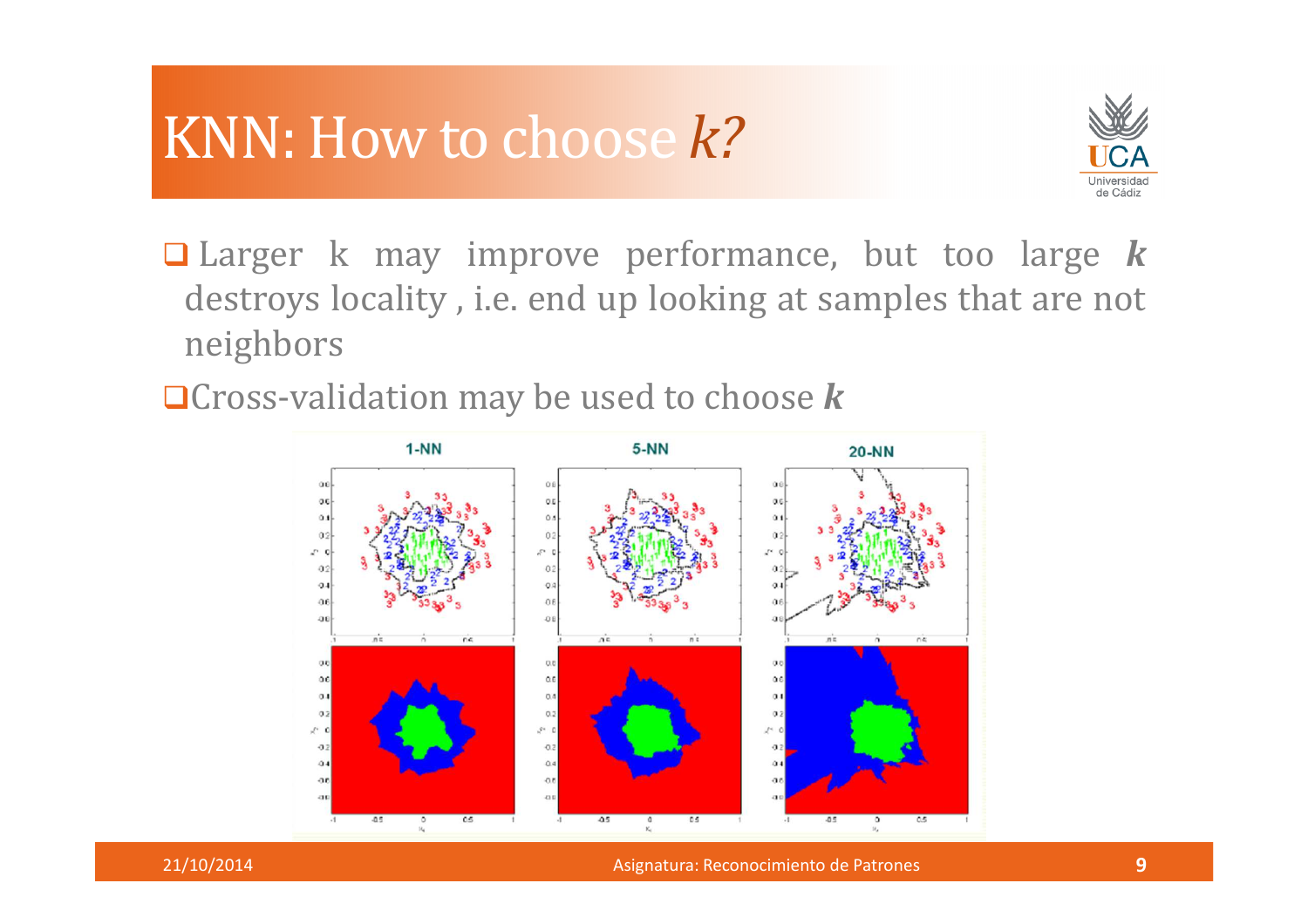# KNN: How to choose *k?*

- Larger k may improve performance, but too large ***k*** destroys locality , i.e. end up looking at samples that are not neighbors
- Cross-validation may be used to choose ***k***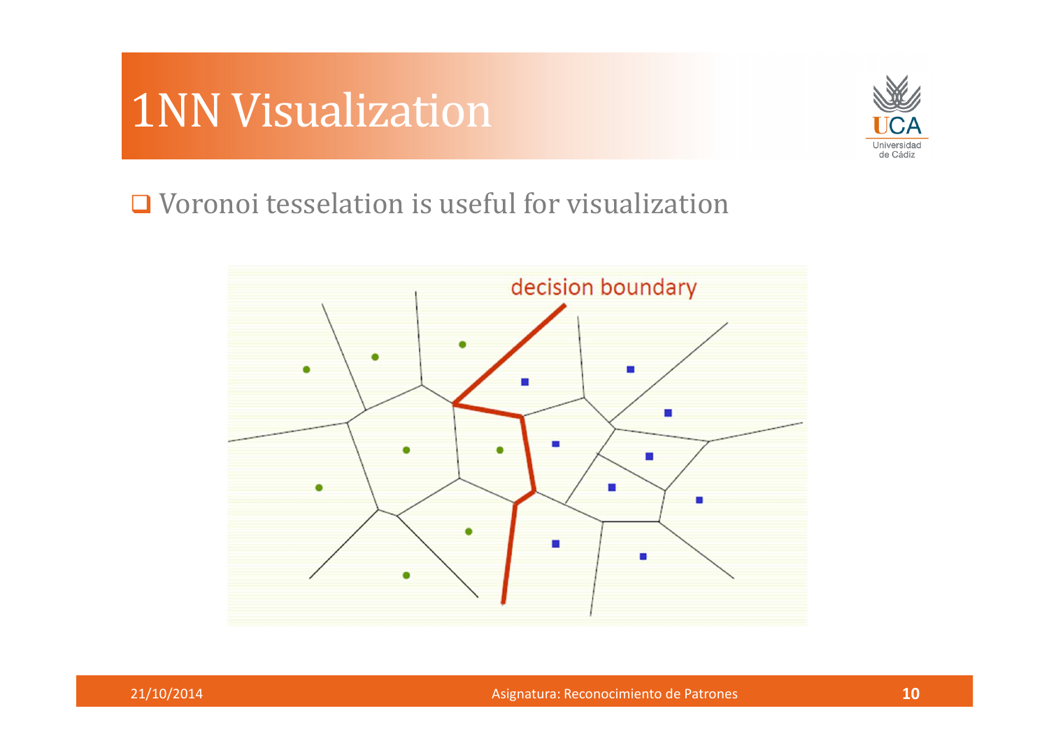# 1NN Visualization

- Voronoi tesselation is useful for visualization

decision boundary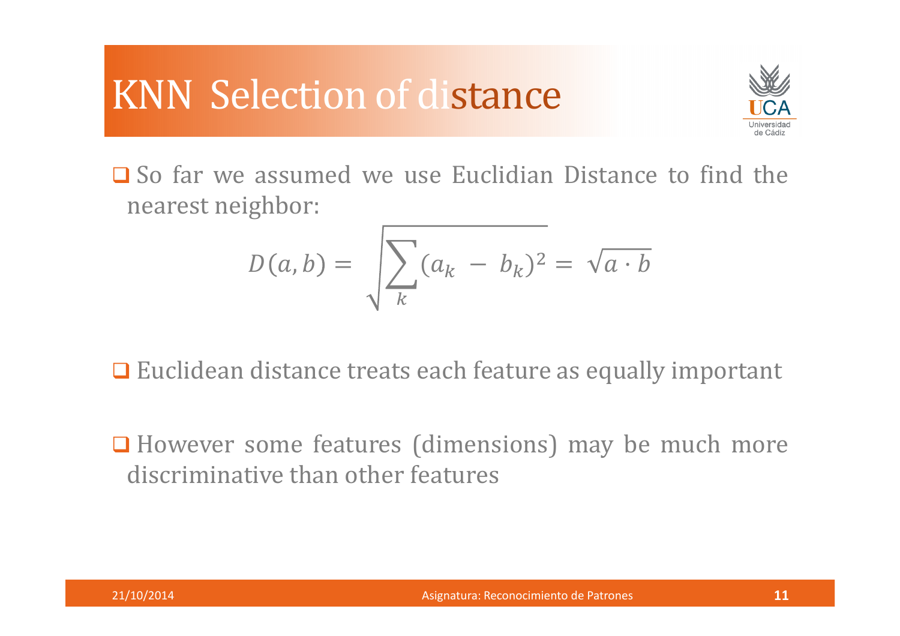# KNN Selection of distance

- So far we assumed we use Euclidian Distance to find the nearest neighbor:

$$D(a,b) = \sqrt{\sum_k (a_k - b_k)^2} = \sqrt{a \cdot b}$$

- Euclidean distance treats each feature as equally important

- However some features (dimensions) may be much more discriminative than other features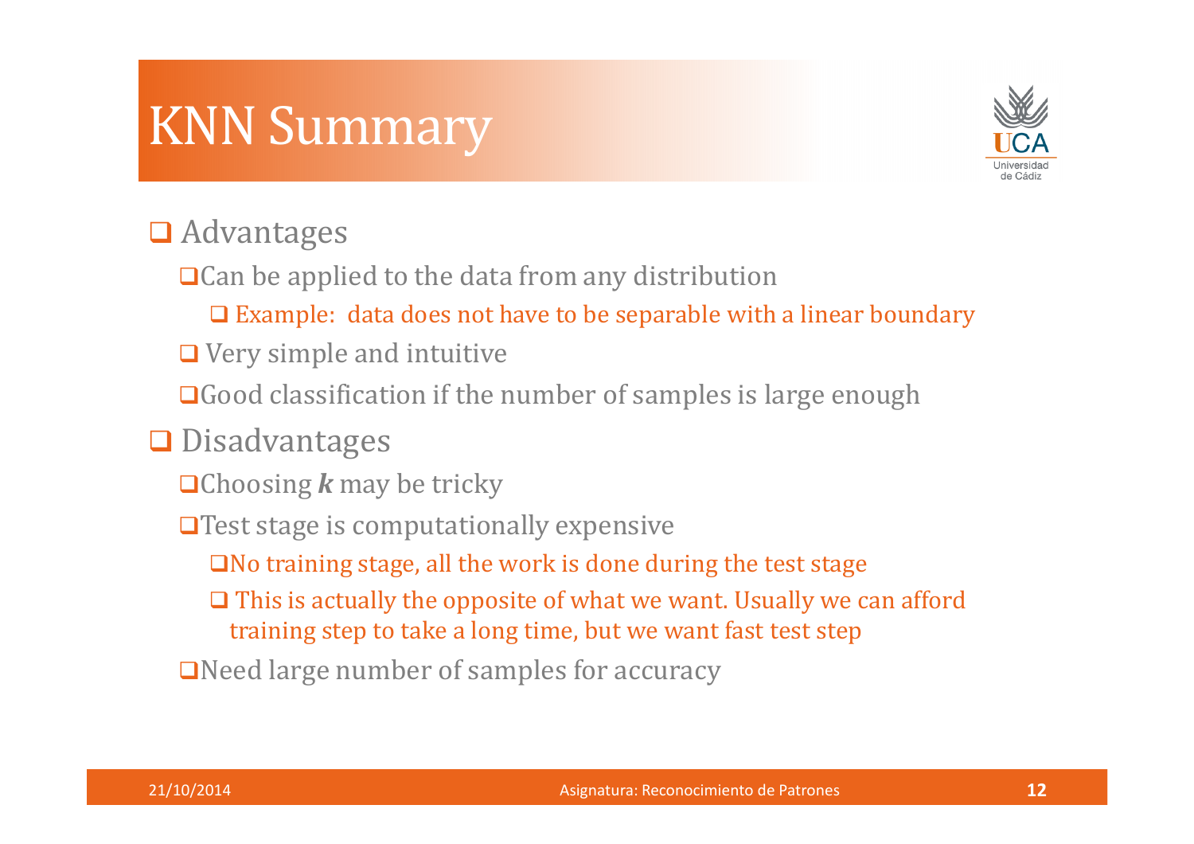# KNN Summary

- Advantages
  - Can be applied to the data from any distribution
    - Example: data does not have to be separable with a linear boundary
  - Very simple and intuitive
  - Good classification if the number of samples is large enough
- Disadvantages
  - Choosing ***k*** may be tricky
  - Test stage is computationally expensive
    - No training stage, all the work is done during the test stage
    - This is actually the opposite of what we want. Usually we can afford training step to take a long time, but we want fast test step
  - Need large number of samples for accuracy